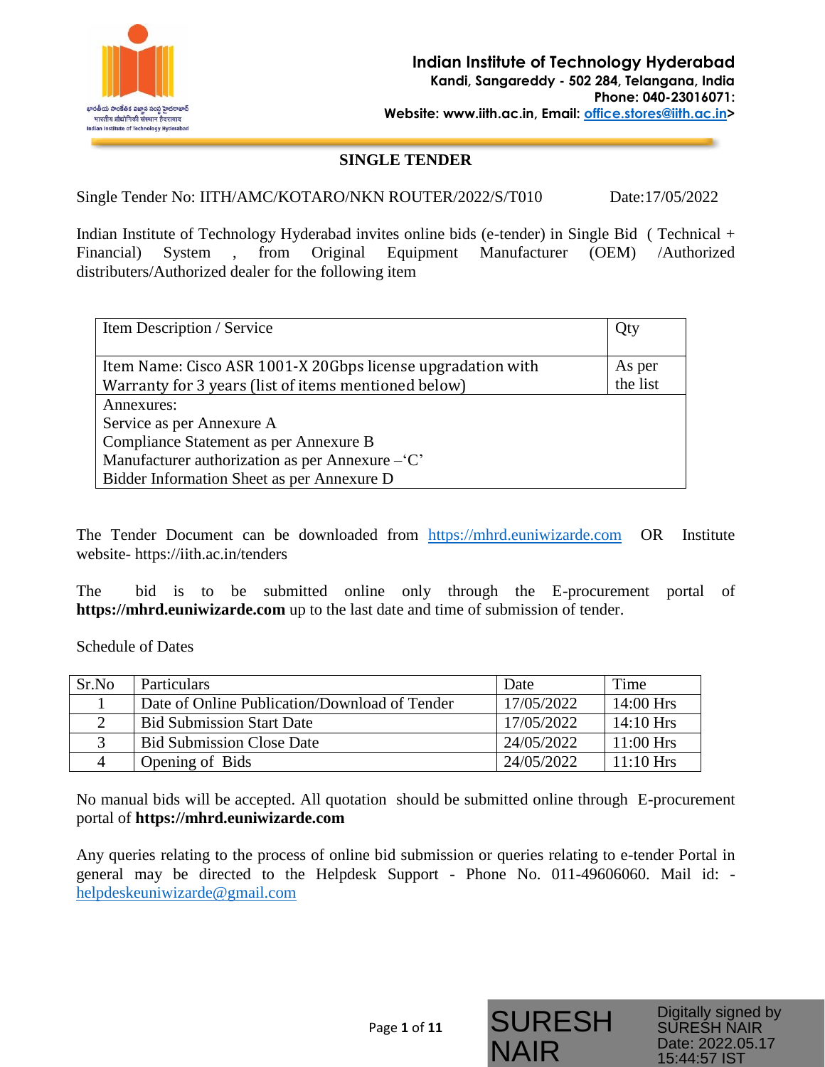**Indian Institute of Technology Hyderabad**
**Kandi, Sangareddy - 502 284, Telangana, India**
**Phone: 040-23016071:**
**Website: www.iith.ac.in, Email: office.stores@iith.ac.in>**

## SINGLE TENDER

Single Tender No: IITH/AMC/KOTARO/NKN ROUTER/2022/S/T010 Date:17/05/2022

Indian Institute of Technology Hyderabad invites online bids (e-tender) in Single Bid ( Technical + Financial) System , from Original Equipment Manufacturer (OEM) /Authorized distributers/Authorized dealer for the following item

| Item Description / Service | Qty |
|---|---|
| Item Name: Cisco ASR 1001-X 20Gbps license upgradation with Warranty for 3 years (list of items mentioned below) | As per the list |
| Annexures:<br>Service as per Annexure A<br>Compliance Statement as per Annexure B<br>Manufacturer authorization as per Annexure –'C'<br>Bidder Information Sheet as per Annexure D | |

The Tender Document can be downloaded from https://mhrd.euniwizarde.com OR Institute website- https://iith.ac.in/tenders

The bid is to be submitted online only through the E-procurement portal of **https://mhrd.euniwizarde.com** up to the last date and time of submission of tender.

Schedule of Dates

| Sr.No | Particulars | Date | Time |
|---|---|---|---|
| 1 | Date of Online Publication/Download of Tender | 17/05/2022 | 14:00 Hrs |
| 2 | Bid Submission Start Date | 17/05/2022 | 14:10 Hrs |
| 3 | Bid Submission Close Date | 24/05/2022 | 11:00 Hrs |
| 4 | Opening of Bids | 24/05/2022 | 11:10 Hrs |

No manual bids will be accepted. All quotation should be submitted online through E-procurement portal of **https://mhrd.euniwizarde.com**

Any queries relating to the process of online bid submission or queries relating to e-tender Portal in general may be directed to the Helpdesk Support - Phone No. 011-49606060. Mail id: - helpdeskeuniwizarde@gmail.com

SURESH NAIR Digitally signed by SURESH NAIR Date: 2022.05.17 15:44:57 IST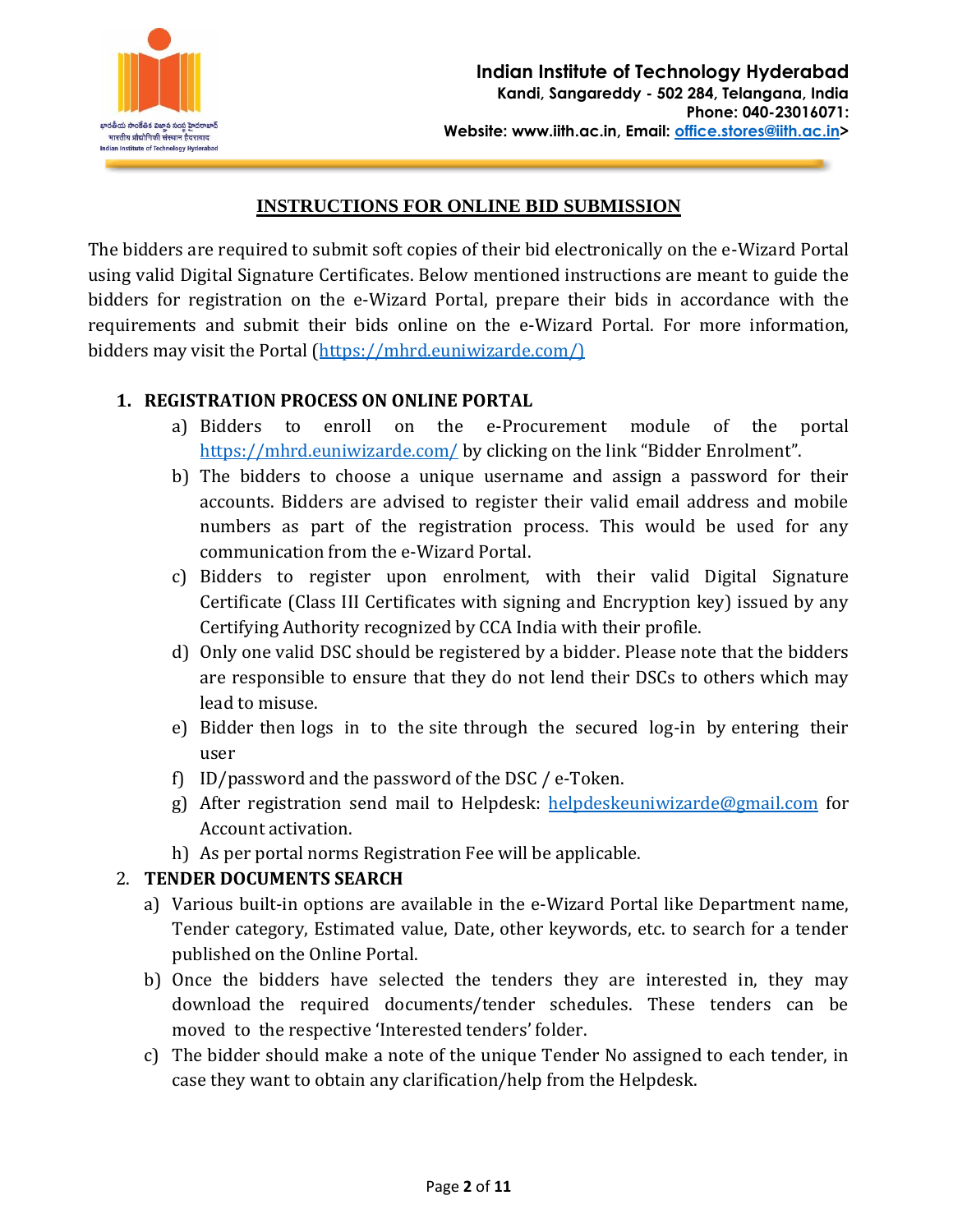## INSTRUCTIONS FOR ONLINE BID SUBMISSION

The bidders are required to submit soft copies of their bid electronically on the e-Wizard Portal using valid Digital Signature Certificates. Below mentioned instructions are meant to guide the bidders for registration on the e-Wizard Portal, prepare their bids in accordance with the requirements and submit their bids online on the e-Wizard Portal. For more information, bidders may visit the Portal (https://mhrd.euniwizarde.com/)

### 1. REGISTRATION PROCESS ON ONLINE PORTAL

a) Bidders to enroll on the e-Procurement module of the portal https://mhrd.euniwizarde.com/ by clicking on the link "Bidder Enrolment".

b) The bidders to choose a unique username and assign a password for their accounts. Bidders are advised to register their valid email address and mobile numbers as part of the registration process. This would be used for any communication from the e-Wizard Portal.

c) Bidders to register upon enrolment, with their valid Digital Signature Certificate (Class III Certificates with signing and Encryption key) issued by any Certifying Authority recognized by CCA India with their profile.

d) Only one valid DSC should be registered by a bidder. Please note that the bidders are responsible to ensure that they do not lend their DSCs to others which may lead to misuse.

e) Bidder then logs in to the site through the secured log-in by entering their user

f) ID/password and the password of the DSC / e-Token.

g) After registration send mail to Helpdesk: helpdeskeuniwizarde@gmail.com for Account activation.

h) As per portal norms Registration Fee will be applicable.

### 2. TENDER DOCUMENTS SEARCH

a) Various built-in options are available in the e-Wizard Portal like Department name, Tender category, Estimated value, Date, other keywords, etc. to search for a tender published on the Online Portal.

b) Once the bidders have selected the tenders they are interested in, they may download the required documents/tender schedules. These tenders can be moved to the respective 'Interested tenders' folder.

c) The bidder should make a note of the unique Tender No assigned to each tender, in case they want to obtain any clarification/help from the Helpdesk.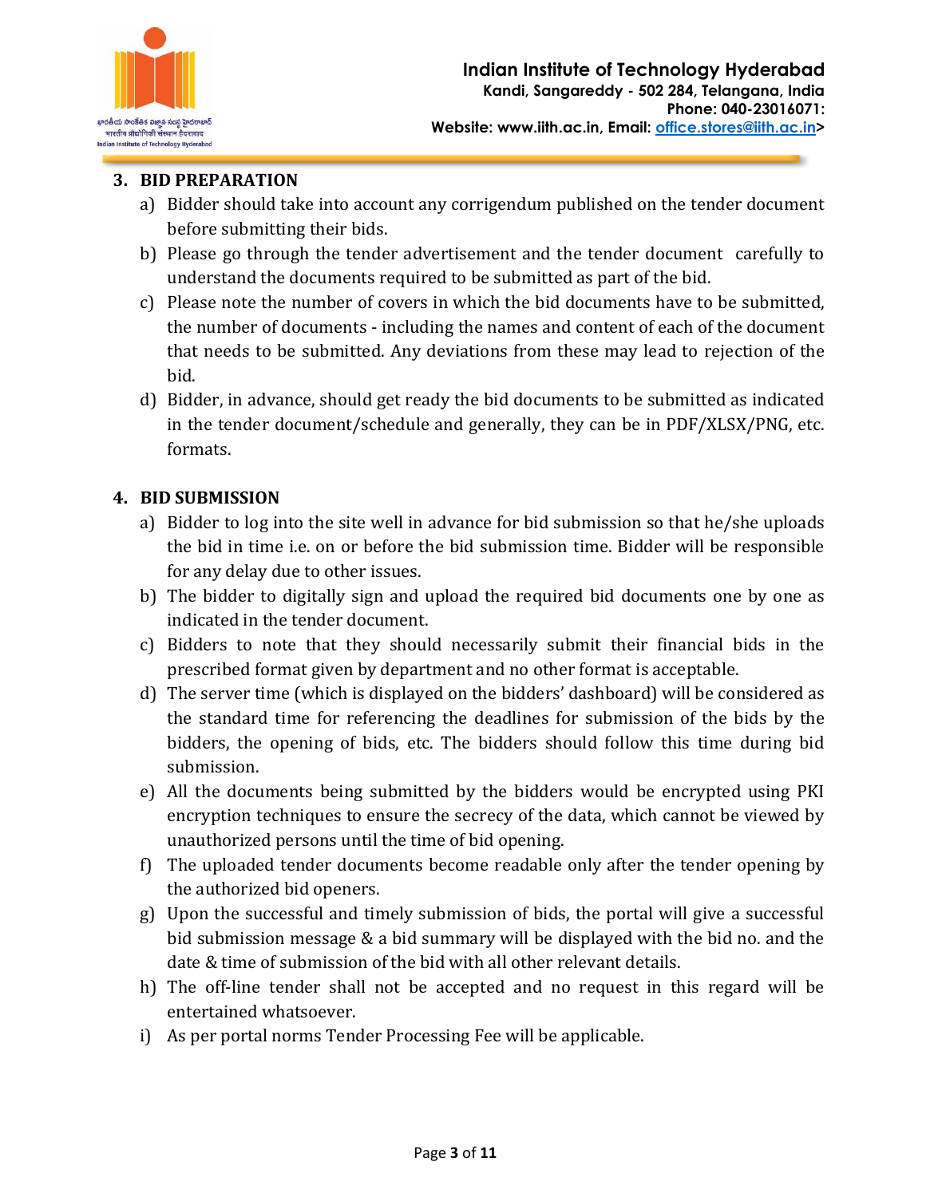## 3. BID PREPARATION

a) Bidder should take into account any corrigendum published on the tender document before submitting their bids.

b) Please go through the tender advertisement and the tender document carefully to understand the documents required to be submitted as part of the bid.

c) Please note the number of covers in which the bid documents have to be submitted, the number of documents - including the names and content of each of the document that needs to be submitted. Any deviations from these may lead to rejection of the bid.

d) Bidder, in advance, should get ready the bid documents to be submitted as indicated in the tender document/schedule and generally, they can be in PDF/XLSX/PNG, etc. formats.

## 4. BID SUBMISSION

a) Bidder to log into the site well in advance for bid submission so that he/she uploads the bid in time i.e. on or before the bid submission time. Bidder will be responsible for any delay due to other issues.

b) The bidder to digitally sign and upload the required bid documents one by one as indicated in the tender document.

c) Bidders to note that they should necessarily submit their financial bids in the prescribed format given by department and no other format is acceptable.

d) The server time (which is displayed on the bidders' dashboard) will be considered as the standard time for referencing the deadlines for submission of the bids by the bidders, the opening of bids, etc. The bidders should follow this time during bid submission.

e) All the documents being submitted by the bidders would be encrypted using PKI encryption techniques to ensure the secrecy of the data, which cannot be viewed by unauthorized persons until the time of bid opening.

f) The uploaded tender documents become readable only after the tender opening by the authorized bid openers.

g) Upon the successful and timely submission of bids, the portal will give a successful bid submission message & a bid summary will be displayed with the bid no. and the date & time of submission of the bid with all other relevant details.

h) The off-line tender shall not be accepted and no request in this regard will be entertained whatsoever.

i) As per portal norms Tender Processing Fee will be applicable.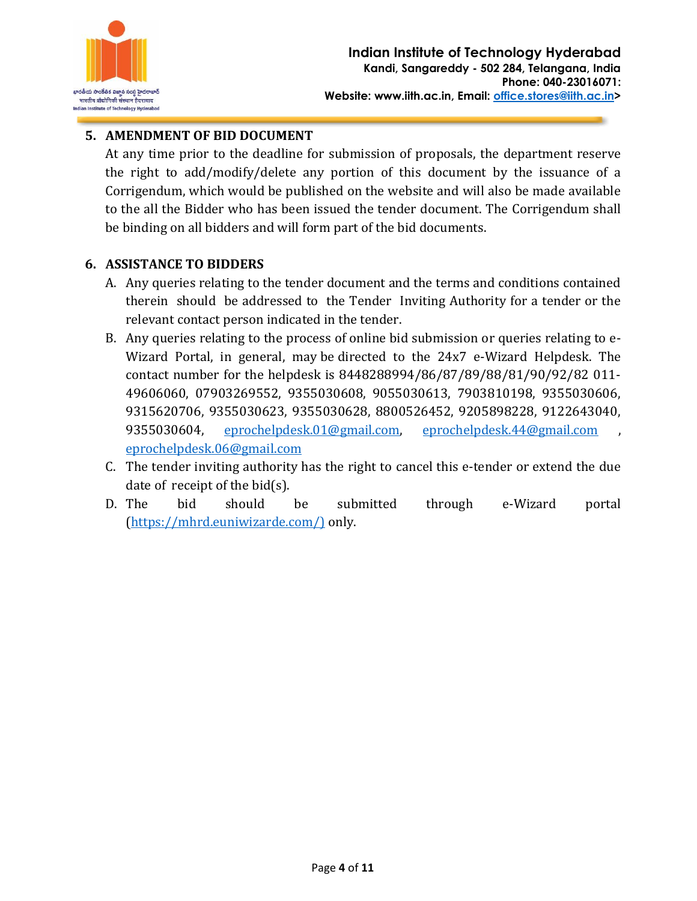## 5. AMENDMENT OF BID DOCUMENT

At any time prior to the deadline for submission of proposals, the department reserve the right to add/modify/delete any portion of this document by the issuance of a Corrigendum, which would be published on the website and will also be made available to the all the Bidder who has been issued the tender document. The Corrigendum shall be binding on all bidders and will form part of the bid documents.

## 6. ASSISTANCE TO BIDDERS

A. Any queries relating to the tender document and the terms and conditions contained therein should be addressed to the Tender Inviting Authority for a tender or the relevant contact person indicated in the tender.

B. Any queries relating to the process of online bid submission or queries relating to e-Wizard Portal, in general, may be directed to the 24x7 e-Wizard Helpdesk. The contact number for the helpdesk is 8448288994/86/87/89/88/81/90/92/82 011-49606060, 07903269552, 9355030608, 9055030613, 7903810198, 9355030606, 9315620706, 9355030623, 9355030628, 8800526452, 9205898228, 9122643040, 9355030604, eprochelpdesk.01@gmail.com, eprochelpdesk.44@gmail.com , eprochelpdesk.06@gmail.com

C. The tender inviting authority has the right to cancel this e-tender or extend the due date of receipt of the bid(s).

D. The bid should be submitted through e-Wizard portal (https://mhrd.euniwizarde.com/) only.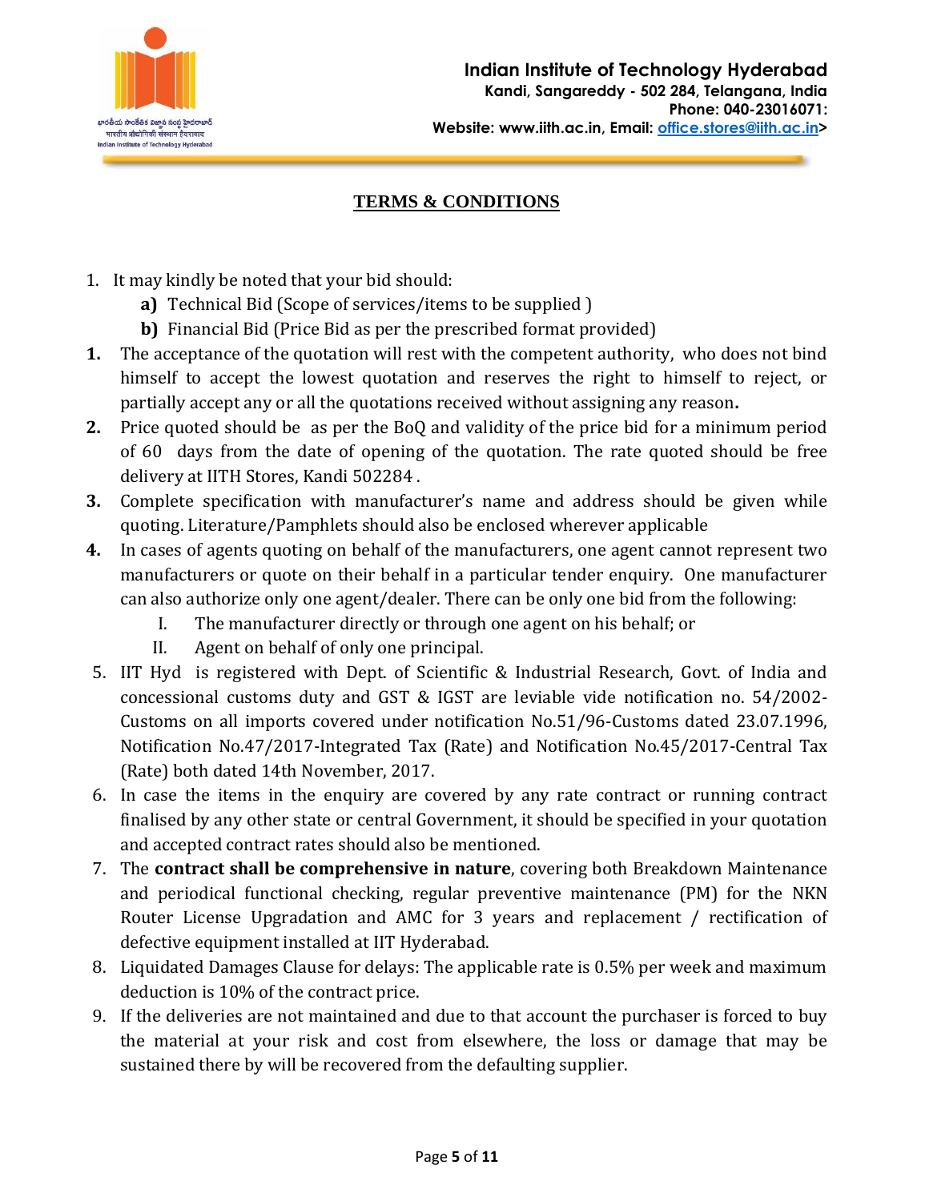## TERMS & CONDITIONS

1. It may kindly be noted that your bid should:
   - **a)** Technical Bid (Scope of services/items to be supplied )
   - **b)** Financial Bid (Price Bid as per the prescribed format provided)

**1.** The acceptance of the quotation will rest with the competent authority, who does not bind himself to accept the lowest quotation and reserves the right to himself to reject, or partially accept any or all the quotations received without assigning any reason**.**

**2.** Price quoted should be as per the BoQ and validity of the price bid for a minimum period of 60 days from the date of opening of the quotation. The rate quoted should be free delivery at IITH Stores, Kandi 502284 .

**3.** Complete specification with manufacturer's name and address should be given while quoting. Literature/Pamphlets should also be enclosed wherever applicable

**4.** In cases of agents quoting on behalf of the manufacturers, one agent cannot represent two manufacturers or quote on their behalf in a particular tender enquiry. One manufacturer can also authorize only one agent/dealer. There can be only one bid from the following:

   I. The manufacturer directly or through one agent on his behalf; or

   II. Agent on behalf of only one principal.

5. IIT Hyd is registered with Dept. of Scientific & Industrial Research, Govt. of India and concessional customs duty and GST & IGST are leviable vide notification no. 54/2002-Customs on all imports covered under notification No.51/96-Customs dated 23.07.1996, Notification No.47/2017-Integrated Tax (Rate) and Notification No.45/2017-Central Tax (Rate) both dated 14th November, 2017.

6. In case the items in the enquiry are covered by any rate contract or running contract finalised by any other state or central Government, it should be specified in your quotation and accepted contract rates should also be mentioned.

7. The **contract shall be comprehensive in nature**, covering both Breakdown Maintenance and periodical functional checking, regular preventive maintenance (PM) for the NKN Router License Upgradation and AMC for 3 years and replacement / rectification of defective equipment installed at IIT Hyderabad.

8. Liquidated Damages Clause for delays: The applicable rate is 0.5% per week and maximum deduction is 10% of the contract price.

9. If the deliveries are not maintained and due to that account the purchaser is forced to buy the material at your risk and cost from elsewhere, the loss or damage that may be sustained there by will be recovered from the defaulting supplier.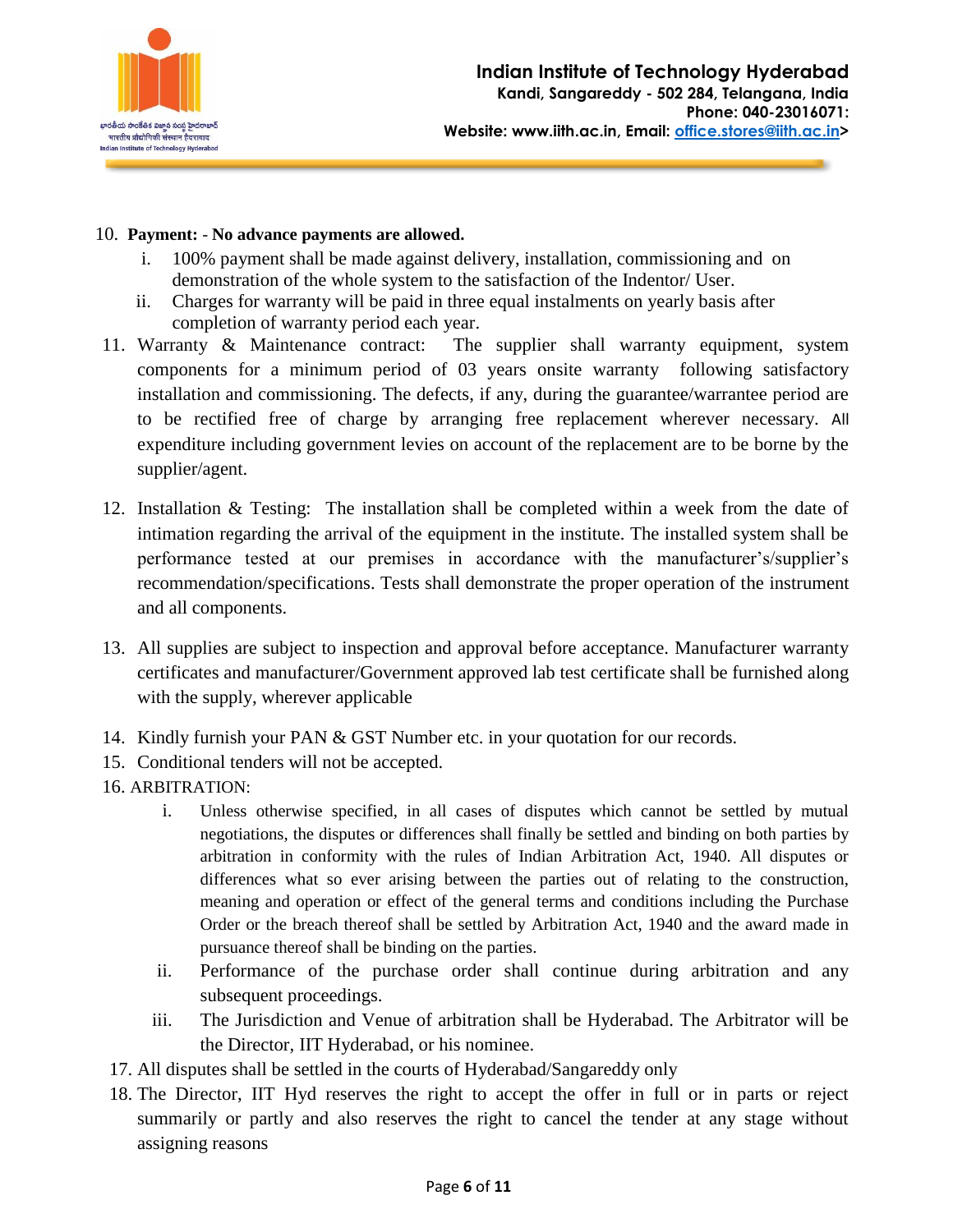10. **Payment: - No advance payments are allowed.**
    1. 100% payment shall be made against delivery, installation, commissioning and on demonstration of the whole system to the satisfaction of the Indentor/ User.
    2. Charges for warranty will be paid in three equal instalments on yearly basis after completion of warranty period each year.
11. Warranty & Maintenance contract: The supplier shall warranty equipment, system components for a minimum period of 03 years onsite warranty following satisfactory installation and commissioning. The defects, if any, during the guarantee/warrantee period are to be rectified free of charge by arranging free replacement wherever necessary. All expenditure including government levies on account of the replacement are to be borne by the supplier/agent.
12. Installation & Testing: The installation shall be completed within a week from the date of intimation regarding the arrival of the equipment in the institute. The installed system shall be performance tested at our premises in accordance with the manufacturer's/supplier's recommendation/specifications. Tests shall demonstrate the proper operation of the instrument and all components.
13. All supplies are subject to inspection and approval before acceptance. Manufacturer warranty certificates and manufacturer/Government approved lab test certificate shall be furnished along with the supply, wherever applicable
14. Kindly furnish your PAN & GST Number etc. in your quotation for our records.
15. Conditional tenders will not be accepted.
16. ARBITRATION:
    1. Unless otherwise specified, in all cases of disputes which cannot be settled by mutual negotiations, the disputes or differences shall finally be settled and binding on both parties by arbitration in conformity with the rules of Indian Arbitration Act, 1940. All disputes or differences what so ever arising between the parties out of relating to the construction, meaning and operation or effect of the general terms and conditions including the Purchase Order or the breach thereof shall be settled by Arbitration Act, 1940 and the award made in pursuance thereof shall be binding on the parties.
    2. Performance of the purchase order shall continue during arbitration and any subsequent proceedings.
    3. The Jurisdiction and Venue of arbitration shall be Hyderabad. The Arbitrator will be the Director, IIT Hyderabad, or his nominee.
17. All disputes shall be settled in the courts of Hyderabad/Sangareddy only
18. The Director, IIT Hyd reserves the right to accept the offer in full or in parts or reject summarily or partly and also reserves the right to cancel the tender at any stage without assigning reasons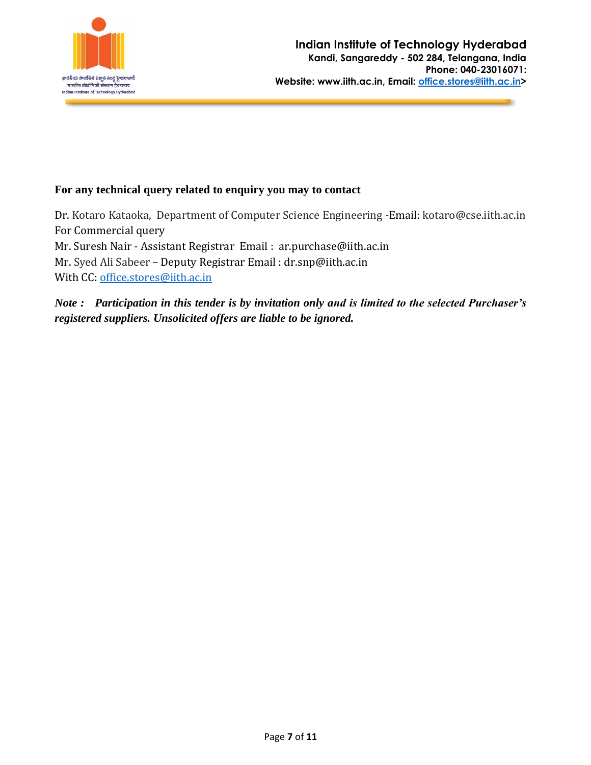**For any technical query related to enquiry you may to contact**

Dr. Kotaro Kataoka, Department of Computer Science Engineering -Email: kotaro@cse.iith.ac.in
For Commercial query
Mr. Suresh Nair - Assistant Registrar Email : ar.purchase@iith.ac.in
Mr. Syed Ali Sabeer – Deputy Registrar Email : dr.snp@iith.ac.in
With CC: office.stores@iith.ac.in

***Note : Participation in this tender is by invitation only and is limited to the selected Purchaser's registered suppliers. Unsolicited offers are liable to be ignored.***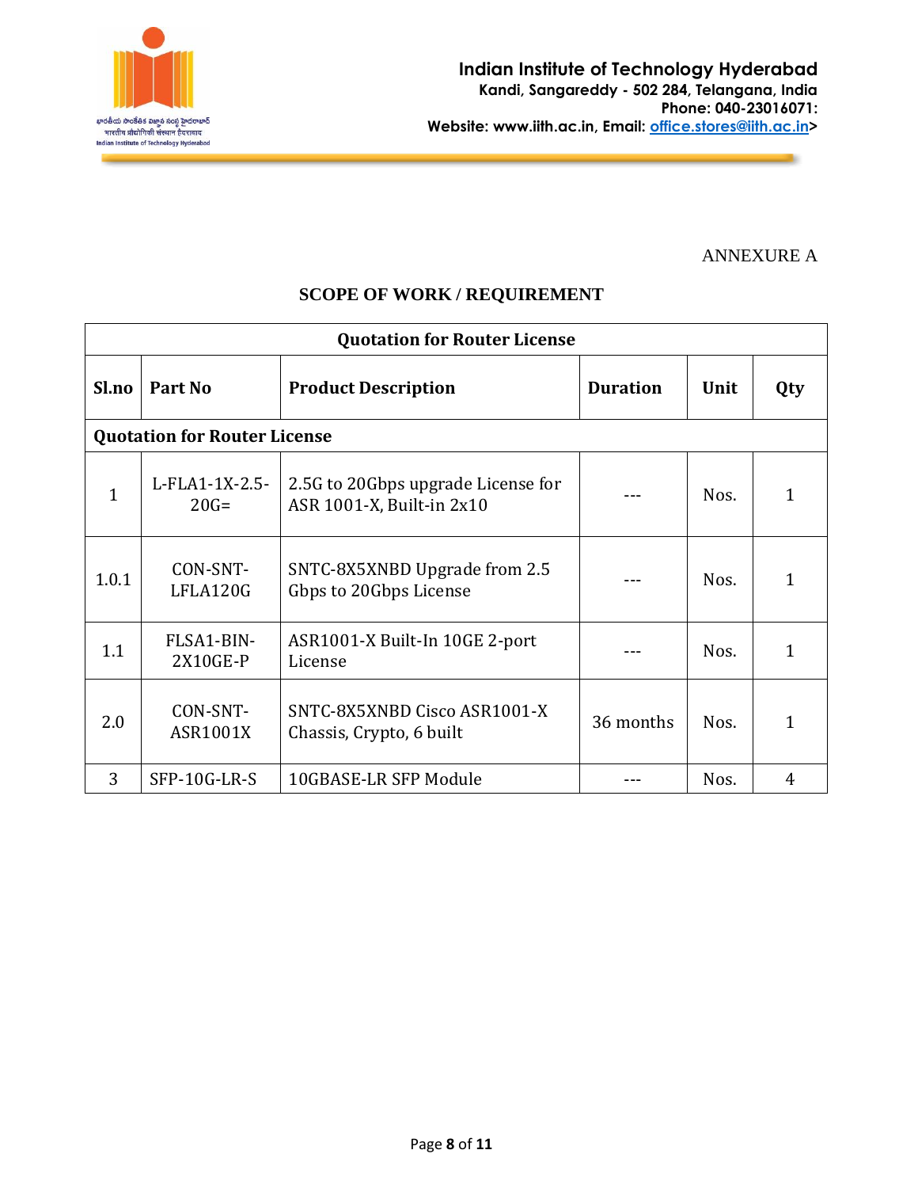Indian Institute of Technology Hyderabad
Kandi, Sangareddy - 502 284, Telangana, India
Phone: 040-23016071:
Website: www.iith.ac.in, Email: office.stores@iith.ac.in>

ANNEXURE A

## SCOPE OF WORK / REQUIREMENT

| Quotation for Router License | | | | | |
|---|---|---|---|---|---|
| **Sl.no** | **Part No** | **Product Description** | **Duration** | **Unit** | **Qty** |
| **Quotation for Router License** | | | | | |
| 1 | L-FLA1-1X-2.5-20G= | 2.5G to 20Gbps upgrade License for ASR 1001-X, Built-in 2x10 | --- | Nos. | 1 |
| 1.0.1 | CON-SNT-LFLA120G | SNTC-8X5XNBD Upgrade from 2.5 Gbps to 20Gbps License | --- | Nos. | 1 |
| 1.1 | FLSA1-BIN-2X10GE-P | ASR1001-X Built-In 10GE 2-port License | --- | Nos. | 1 |
| 2.0 | CON-SNT-ASR1001X | SNTC-8X5XNBD Cisco ASR1001-X Chassis, Crypto, 6 built | 36 months | Nos. | 1 |
| 3 | SFP-10G-LR-S | 10GBASE-LR SFP Module | --- | Nos. | 4 |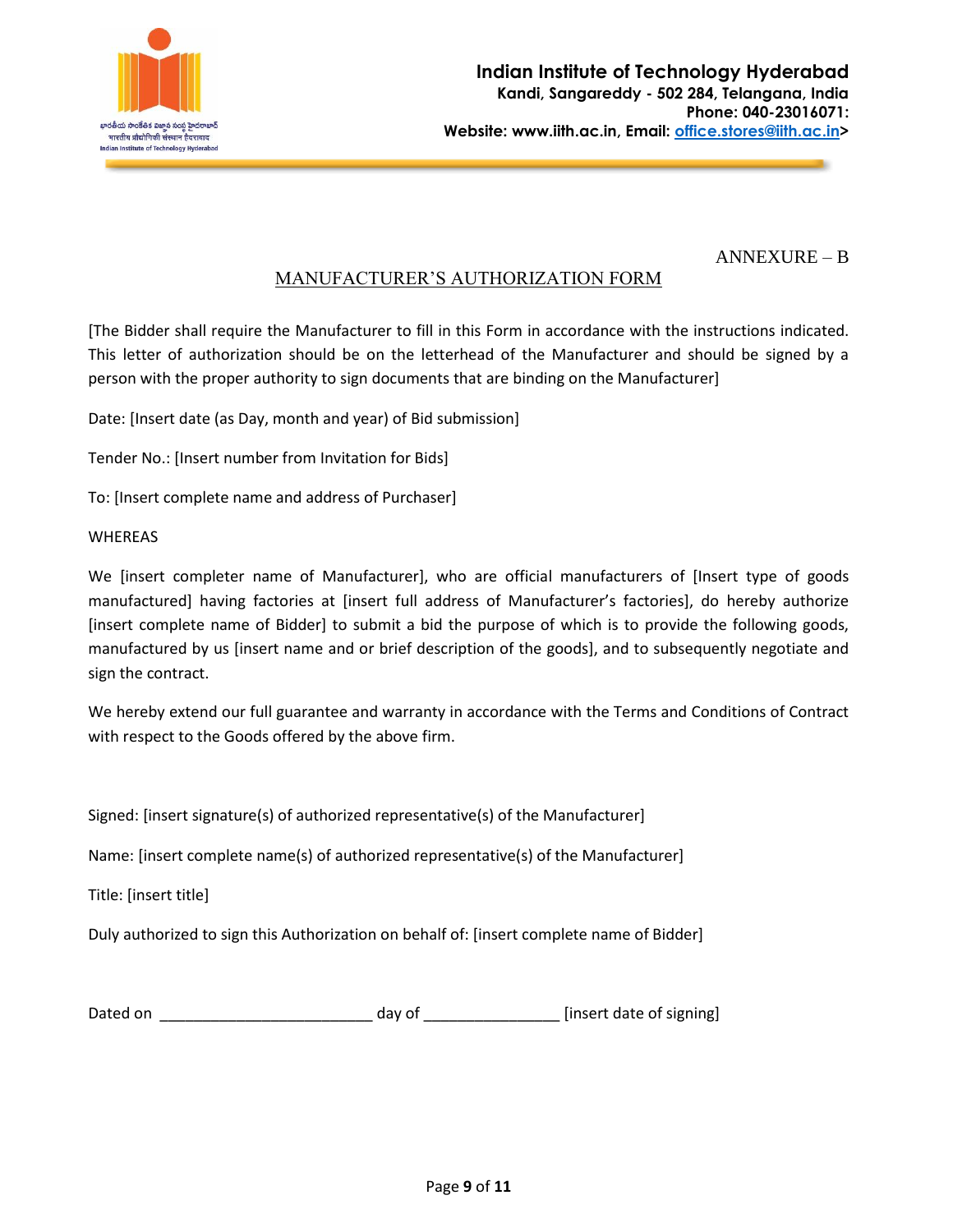ANNEXURE – B

## MANUFACTURER'S AUTHORIZATION FORM

[The Bidder shall require the Manufacturer to fill in this Form in accordance with the instructions indicated. This letter of authorization should be on the letterhead of the Manufacturer and should be signed by a person with the proper authority to sign documents that are binding on the Manufacturer]

Date: [Insert date (as Day, month and year) of Bid submission]

Tender No.: [Insert number from Invitation for Bids]

To: [Insert complete name and address of Purchaser]

WHEREAS

We [insert completer name of Manufacturer], who are official manufacturers of [Insert type of goods manufactured] having factories at [insert full address of Manufacturer's factories], do hereby authorize [insert complete name of Bidder] to submit a bid the purpose of which is to provide the following goods, manufactured by us [insert name and or brief description of the goods], and to subsequently negotiate and sign the contract.

We hereby extend our full guarantee and warranty in accordance with the Terms and Conditions of Contract with respect to the Goods offered by the above firm.

Signed: [insert signature(s) of authorized representative(s) of the Manufacturer]

Name: [insert complete name(s) of authorized representative(s) of the Manufacturer]

Title: [insert title]

Duly authorized to sign this Authorization on behalf of: [insert complete name of Bidder]

Dated on ________________________ day of _______________ [insert date of signing]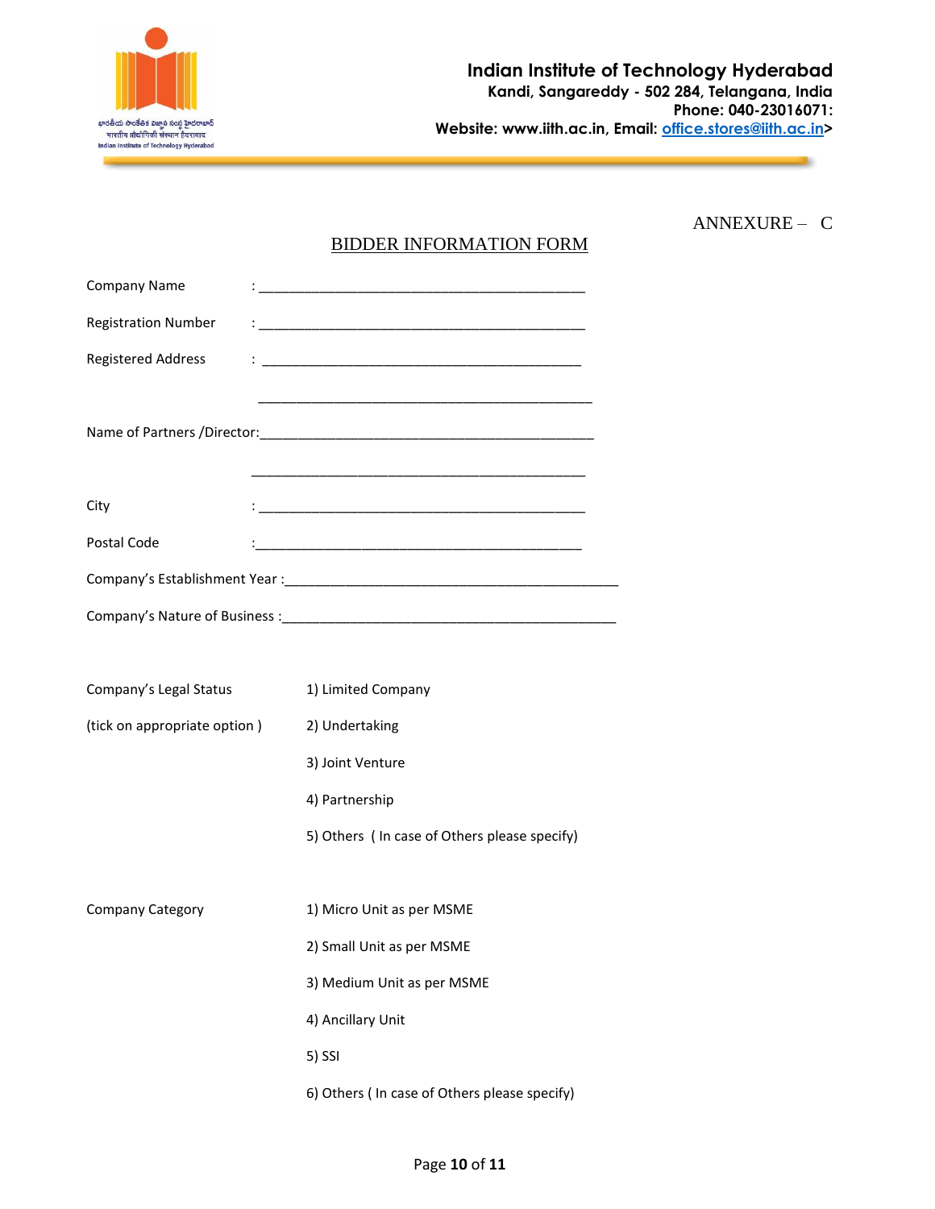**Indian Institute of Technology Hyderabad**
**Kandi, Sangareddy - 502 284, Telangana, India**
**Phone: 040-23016071:**
**Website: www.iith.ac.in, Email: office.stores@iith.ac.in>**

ANNEXURE – C

## BIDDER INFORMATION FORM

Company Name : _____________________________________________

Registration Number : _____________________________________________

Registered Address : _____________________________________________

_____________________________________________

Name of Partners /Director:_____________________________________________

_____________________________________________

City : _____________________________________________

Postal Code :_____________________________________________

Company's Establishment Year :_____________________________________________

Company's Nature of Business :_____________________________________________

Company's Legal Status (tick on appropriate option )

1) Limited Company
2) Undertaking
3) Joint Venture
4) Partnership
5) Others ( In case of Others please specify)

Company Category

1) Micro Unit as per MSME
2) Small Unit as per MSME
3) Medium Unit as per MSME
4) Ancillary Unit
5) SSI
6) Others ( In case of Others please specify)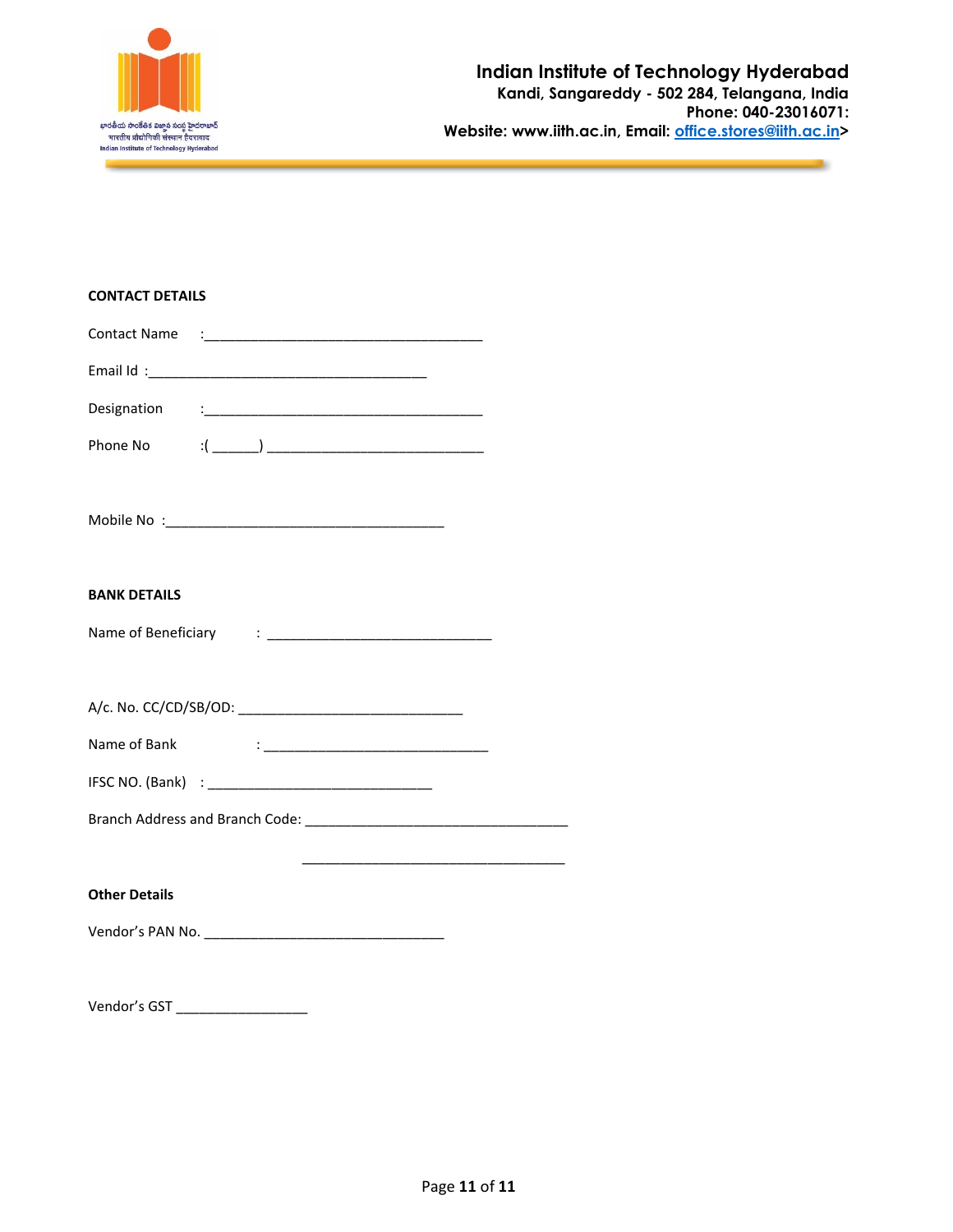**Indian Institute of Technology Hyderabad**
**Kandi, Sangareddy - 502 284, Telangana, India**
**Phone: 040-23016071:**
**Website: www.iith.ac.in, Email: office.stores@iith.ac.in>**

**CONTACT DETAILS**

Contact Name :_____________________________________

Email Id :_____________________________________

Designation :_____________________________________

Phone No :( ______) ____________________________

Mobile No :_____________________________________

**BANK DETAILS**

Name of Beneficiary : _____________________________

A/c. No. CC/CD/SB/OD: _____________________________

Name of Bank : _____________________________

IFSC NO. (Bank) : _____________________________

Branch Address and Branch Code: ___________________________________

___________________________________

**Other Details**

Vendor's PAN No. _______________________________

Vendor's GST _________________